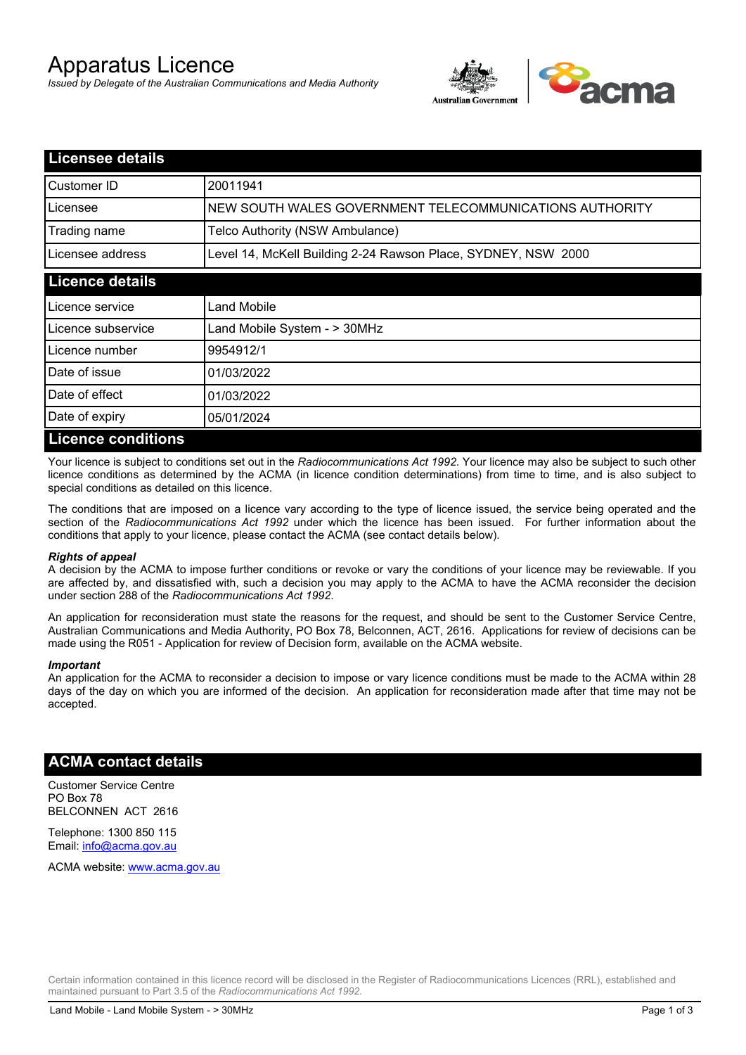# Apparatus Licence

*Issued by Delegate of the Australian Communications and Media Authority*

## Licensee details

| | |
|---|---|
| Customer ID | 20011941 |
| Licensee | NEW SOUTH WALES GOVERNMENT TELECOMMUNICATIONS AUTHORITY |
| Trading name | Telco Authority (NSW Ambulance) |
| Licensee address | Level 14, McKell Building 2-24 Rawson Place, SYDNEY, NSW 2000 |

## Licence details

| | |
|---|---|
| Licence service | Land Mobile |
| Licence subservice | Land Mobile System - > 30MHz |
| Licence number | 9954912/1 |
| Date of issue | 01/03/2022 |
| Date of effect | 01/03/2022 |
| Date of expiry | 05/01/2024 |

## Licence conditions

Your licence is subject to conditions set out in the *Radiocommunications Act 1992*. Your licence may also be subject to such other licence conditions as determined by the ACMA (in licence condition determinations) from time to time, and is also subject to special conditions as detailed on this licence.

The conditions that are imposed on a licence vary according to the type of licence issued, the service being operated and the section of the *Radiocommunications Act 1992* under which the licence has been issued. For further information about the conditions that apply to your licence, please contact the ACMA (see contact details below).

***Rights of appeal***

A decision by the ACMA to impose further conditions or revoke or vary the conditions of your licence may be reviewable. If you are affected by, and dissatisfied with, such a decision you may apply to the ACMA to have the ACMA reconsider the decision under section 288 of the *Radiocommunications Act 1992*.

An application for reconsideration must state the reasons for the request, and should be sent to the Customer Service Centre, Australian Communications and Media Authority, PO Box 78, Belconnen, ACT, 2616. Applications for review of decisions can be made using the R051 - Application for review of Decision form, available on the ACMA website.

***Important***

An application for the ACMA to reconsider a decision to impose or vary licence conditions must be made to the ACMA within 28 days of the day on which you are informed of the decision. An application for reconsideration made after that time may not be accepted.

## ACMA contact details

Customer Service Centre
PO Box 78
BELCONNEN ACT 2616

Telephone: 1300 850 115
Email: info@acma.gov.au

ACMA website: www.acma.gov.au

Certain information contained in this licence record will be disclosed in the Register of Radiocommunications Licences (RRL), established and maintained pursuant to Part 3.5 of the *Radiocommunications Act 1992.*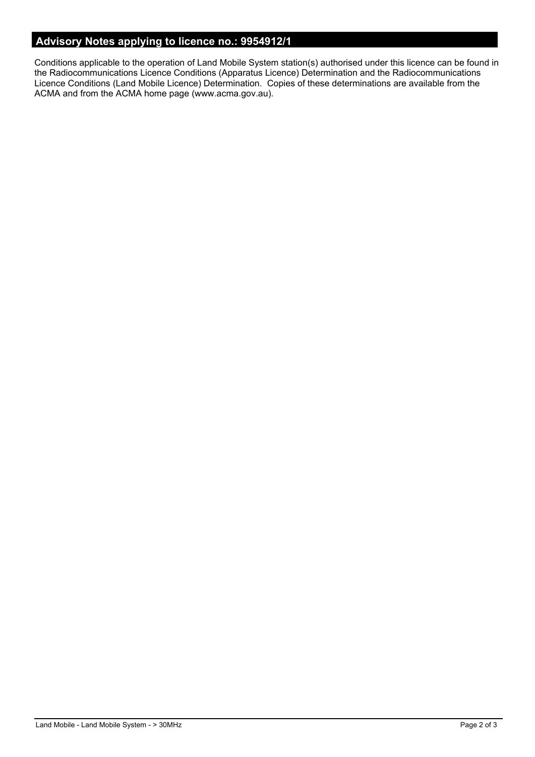## Advisory Notes applying to licence no.: 9954912/1

Conditions applicable to the operation of Land Mobile System station(s) authorised under this licence can be found in the Radiocommunications Licence Conditions (Apparatus Licence) Determination and the Radiocommunications Licence Conditions (Land Mobile Licence) Determination. Copies of these determinations are available from the ACMA and from the ACMA home page (www.acma.gov.au).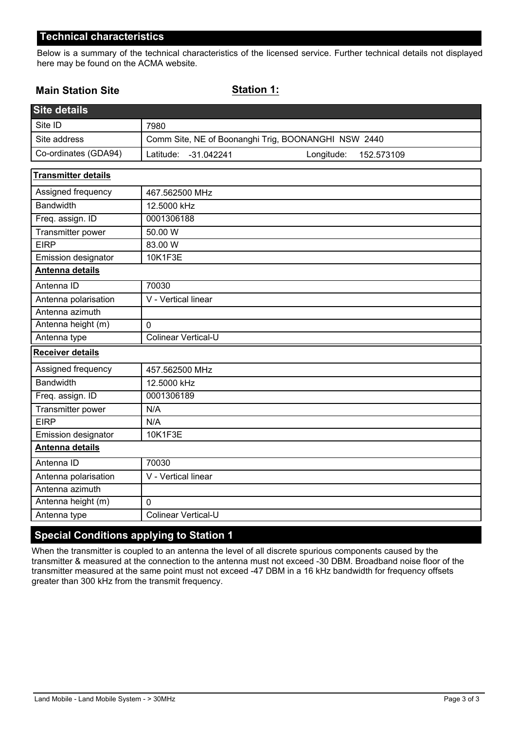## Technical characteristics

Below is a summary of the technical characteristics of the licensed service. Further technical details not displayed here may be found on the ACMA website.

**Main Station Site** **Station 1:**

| Site details | |
|---|---|
| Site ID | 7980 |
| Site address | Comm Site, NE of Boonanghi Trig, BOONANGHI NSW 2440 |
| Co-ordinates (GDA94) | Latitude: -31.042241 Longitude: 152.573109 |

| **Transmitter details** | |
|---|---|
| Assigned frequency | 467.562500 MHz |
| Bandwidth | 12.5000 kHz |
| Freq. assign. ID | 0001306188 |
| Transmitter power | 50.00 W |
| EIRP | 83.00 W |
| Emission designator | 10K1F3E |
| **Antenna details** | |
| Antenna ID | 70030 |
| Antenna polarisation | V - Vertical linear |
| Antenna azimuth | |
| Antenna height (m) | 0 |
| Antenna type | Colinear Vertical-U |
| **Receiver details** | |
| Assigned frequency | 457.562500 MHz |
| Bandwidth | 12.5000 kHz |
| Freq. assign. ID | 0001306189 |
| Transmitter power | N/A |
| EIRP | N/A |
| Emission designator | 10K1F3E |
| **Antenna details** | |
| Antenna ID | 70030 |
| Antenna polarisation | V - Vertical linear |
| Antenna azimuth | |
| Antenna height (m) | 0 |
| Antenna type | Colinear Vertical-U |

## Special Conditions applying to Station 1

When the transmitter is coupled to an antenna the level of all discrete spurious components caused by the transmitter & measured at the connection to the antenna must not exceed -30 DBM. Broadband noise floor of the transmitter measured at the same point must not exceed -47 DBM in a 16 kHz bandwidth for frequency offsets greater than 300 kHz from the transmit frequency.

Land Mobile - Land Mobile System - > 30MHz